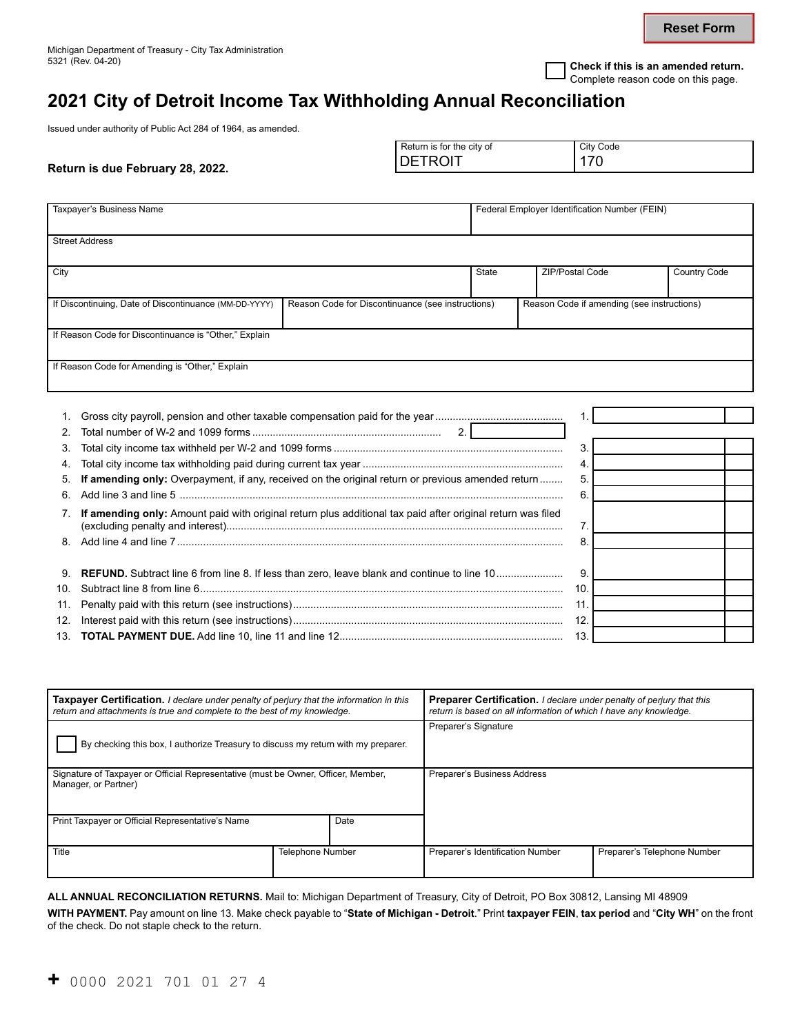Michigan Department of Treasury - City Tax Administration
5321 (Rev. 04-20)

Reset Form

☐ **Check if this is an amended return.** Complete reason code on this page.

# 2021 City of Detroit Income Tax Withholding Annual Reconciliation

Issued under authority of Public Act 284 of 1964, as amended.

**Return is due February 28, 2022.**

| Return is for the city of | City Code |
|---|---|
| DETROIT | 170 |

| Taxpayer's Business Name | | | Federal Employer Identification Number (FEIN) |
|---|---|---|---|
| Street Address | | | |
| City | State | ZIP/Postal Code | Country Code |
| If Discontinuing, Date of Discontinuance (MM-DD-YYYY) | Reason Code for Discontinuance (see instructions) | Reason Code if amending (see instructions) | |
| If Reason Code for Discontinuance is "Other," Explain | | | |
| If Reason Code for Amending is "Other," Explain | | | |

| Line | Description | Amount |
|---|---|---|
| 1. | Gross city payroll, pension and other taxable compensation paid for the year | 1. |
| 2. | Total number of W-2 and 1099 forms | 2. |
| 3. | Total city income tax withheld per W-2 and 1099 forms | 3. |
| 4. | Total city income tax withholding paid during current tax year | 4. |
| 5. | **If amending only:** Overpayment, if any, received on the original return or previous amended return | 5. |
| 6. | Add line 3 and line 5 | 6. |
| 7. | **If amending only:** Amount paid with original return plus additional tax paid after original return was filed (excluding penalty and interest) | 7. |
| 8. | Add line 4 and line 7 | 8. |
| 9. | **REFUND.** Subtract line 6 from line 8. If less than zero, leave blank and continue to line 10 | 9. |
| 10. | Subtract line 8 from line 6 | 10. |
| 11. | Penalty paid with this return (see instructions) | 11. |
| 12. | Interest paid with this return (see instructions) | 12. |
| 13. | **TOTAL PAYMENT DUE.** Add line 10, line 11 and line 12 | 13. |

| **Taxpayer Certification.** *I declare under penalty of perjury that the information in this return and attachments is true and complete to the best of my knowledge.* | | **Preparer Certification.** *I declare under penalty of perjury that this return is based on all information of which I have any knowledge.* | |
|---|---|---|---|
| ☐ By checking this box, I authorize Treasury to discuss my return with my preparer. | | Preparer's Signature | |
| Signature of Taxpayer or Official Representative (must be Owner, Officer, Member, Manager, or Partner) | | Preparer's Business Address | |
| Print Taxpayer or Official Representative's Name | Date | | |
| Title | Telephone Number | Preparer's Identification Number | Preparer's Telephone Number |

**ALL ANNUAL RECONCILIATION RETURNS.** Mail to: Michigan Department of Treasury, City of Detroit, PO Box 30812, Lansing MI 48909

**WITH PAYMENT.** Pay amount on line 13. Make check payable to "**State of Michigan - Detroit**." Print **taxpayer FEIN**, **tax period** and "**City WH**" on the front of the check. Do not staple check to the return.

+ 0000 2021 701 01 27 4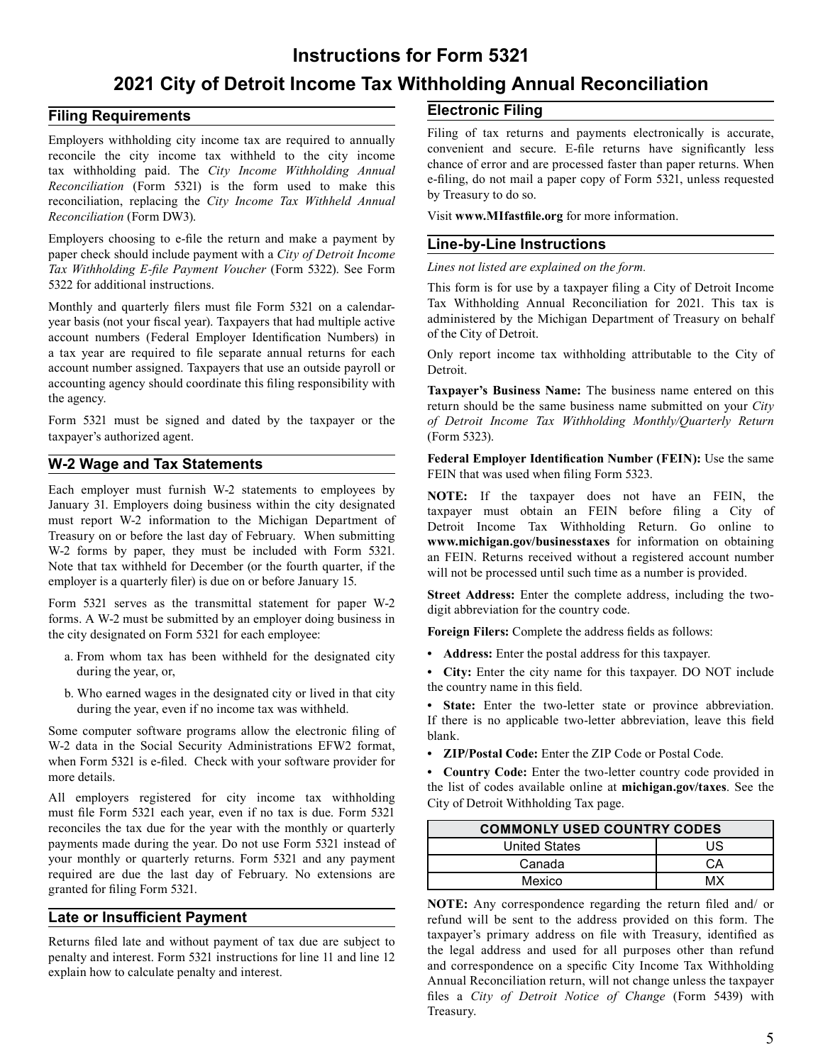# Instructions for Form 5321

# 2021 City of Detroit Income Tax Withholding Annual Reconciliation

## Filing Requirements

Employers withholding city income tax are required to annually reconcile the city income tax withheld to the city income tax withholding paid. The *City Income Withholding Annual Reconciliation* (Form 5321) is the form used to make this reconciliation, replacing the *City Income Tax Withheld Annual Reconciliation* (Form DW3).

Employers choosing to e-file the return and make a payment by paper check should include payment with a *City of Detroit Income Tax Withholding E-file Payment Voucher* (Form 5322). See Form 5322 for additional instructions.

Monthly and quarterly filers must file Form 5321 on a calendar-year basis (not your fiscal year). Taxpayers that had multiple active account numbers (Federal Employer Identification Numbers) in a tax year are required to file separate annual returns for each account number assigned. Taxpayers that use an outside payroll or accounting agency should coordinate this filing responsibility with the agency.

Form 5321 must be signed and dated by the taxpayer or the taxpayer's authorized agent.

## W-2 Wage and Tax Statements

Each employer must furnish W-2 statements to employees by January 31. Employers doing business within the city designated must report W-2 information to the Michigan Department of Treasury on or before the last day of February. When submitting W-2 forms by paper, they must be included with Form 5321. Note that tax withheld for December (or the fourth quarter, if the employer is a quarterly filer) is due on or before January 15.

Form 5321 serves as the transmittal statement for paper W-2 forms. A W-2 must be submitted by an employer doing business in the city designated on Form 5321 for each employee:

a. From whom tax has been withheld for the designated city during the year, or,

b. Who earned wages in the designated city or lived in that city during the year, even if no income tax was withheld.

Some computer software programs allow the electronic filing of W-2 data in the Social Security Administrations EFW2 format, when Form 5321 is e-filed. Check with your software provider for more details.

All employers registered for city income tax withholding must file Form 5321 each year, even if no tax is due. Form 5321 reconciles the tax due for the year with the monthly or quarterly payments made during the year. Do not use Form 5321 instead of your monthly or quarterly returns. Form 5321 and any payment required are due the last day of February. No extensions are granted for filing Form 5321.

## Late or Insufficient Payment

Returns filed late and without payment of tax due are subject to penalty and interest. Form 5321 instructions for line 11 and line 12 explain how to calculate penalty and interest.

## Electronic Filing

Filing of tax returns and payments electronically is accurate, convenient and secure. E-file returns have significantly less chance of error and are processed faster than paper returns. When e-filing, do not mail a paper copy of Form 5321, unless requested by Treasury to do so.

Visit **www.MIfastfile.org** for more information.

## Line-by-Line Instructions

*Lines not listed are explained on the form.*

This form is for use by a taxpayer filing a City of Detroit Income Tax Withholding Annual Reconciliation for 2021. This tax is administered by the Michigan Department of Treasury on behalf of the City of Detroit.

Only report income tax withholding attributable to the City of Detroit.

**Taxpayer's Business Name:** The business name entered on this return should be the same business name submitted on your *City of Detroit Income Tax Withholding Monthly/Quarterly Return* (Form 5323).

**Federal Employer Identification Number (FEIN):** Use the same FEIN that was used when filing Form 5323.

**NOTE:** If the taxpayer does not have an FEIN, the taxpayer must obtain an FEIN before filing a City of Detroit Income Tax Withholding Return. Go online to **www.michigan.gov/businesstaxes** for information on obtaining an FEIN. Returns received without a registered account number will not be processed until such time as a number is provided.

**Street Address:** Enter the complete address, including the two-digit abbreviation for the country code.

**Foreign Filers:** Complete the address fields as follows:

- **Address:** Enter the postal address for this taxpayer.
- **City:** Enter the city name for this taxpayer. DO NOT include the country name in this field.
- **State:** Enter the two-letter state or province abbreviation. If there is no applicable two-letter abbreviation, leave this field blank.
- **ZIP/Postal Code:** Enter the ZIP Code or Postal Code.
- **Country Code:** Enter the two-letter country code provided in the list of codes available online at **michigan.gov/taxes**. See the City of Detroit Withholding Tax page.

| COMMONLY USED COUNTRY CODES | |
|---|---|
| United States | US |
| Canada | CA |
| Mexico | MX |

**NOTE:** Any correspondence regarding the return filed and/ or refund will be sent to the address provided on this form. The taxpayer's primary address on file with Treasury, identified as the legal address and used for all purposes other than refund and correspondence on a specific City Income Tax Withholding Annual Reconciliation return, will not change unless the taxpayer files a *City of Detroit Notice of Change* (Form 5439) with Treasury.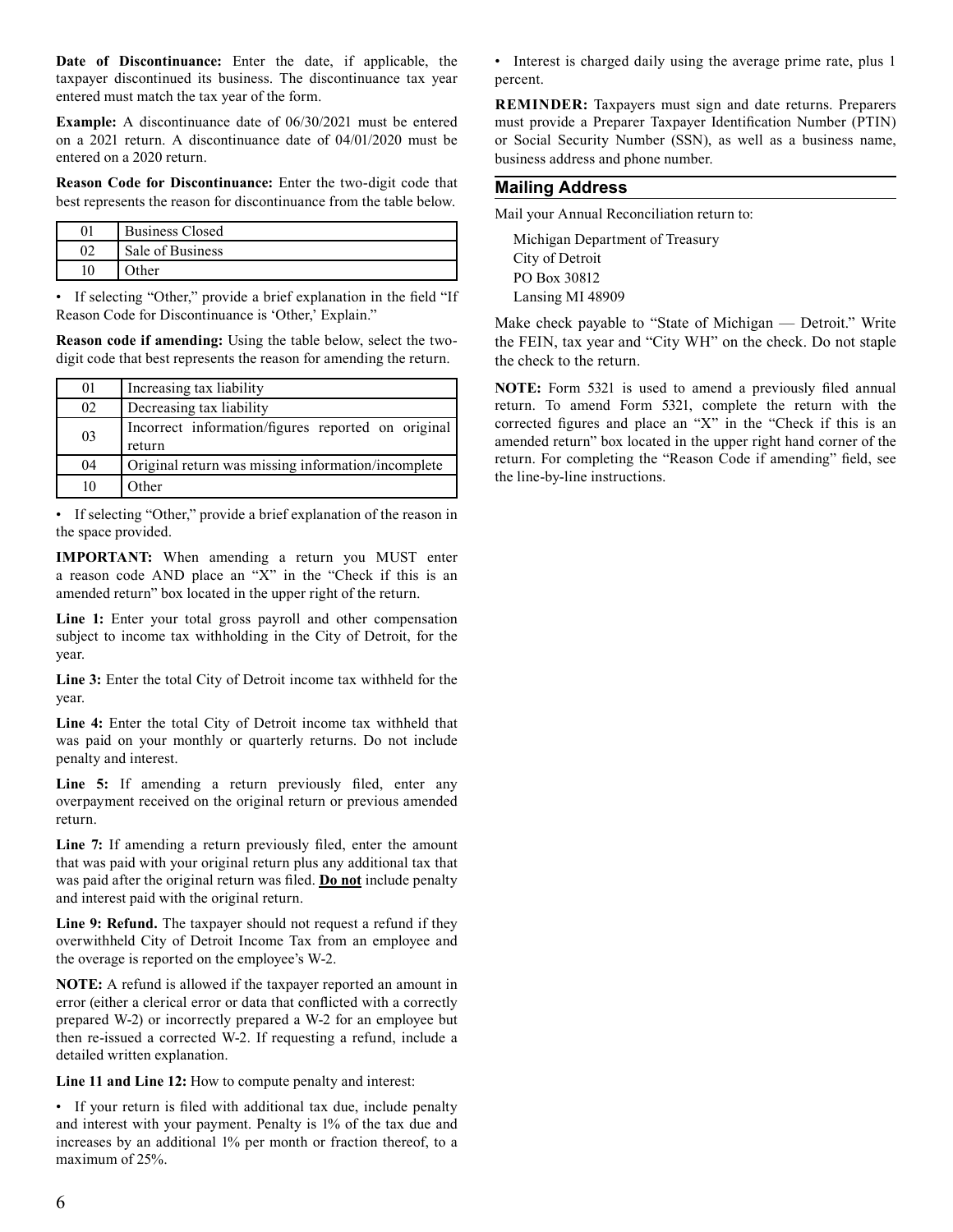**Date of Discontinuance:** Enter the date, if applicable, the taxpayer discontinued its business. The discontinuance tax year entered must match the tax year of the form.

**Example:** A discontinuance date of 06/30/2021 must be entered on a 2021 return. A discontinuance date of 04/01/2020 must be entered on a 2020 return.

**Reason Code for Discontinuance:** Enter the two-digit code that best represents the reason for discontinuance from the table below.

| | |
|---|---|
| 01 | Business Closed |
| 02 | Sale of Business |
| 10 | Other |

- If selecting "Other," provide a brief explanation in the field "If Reason Code for Discontinuance is 'Other,' Explain."

**Reason code if amending:** Using the table below, select the two-digit code that best represents the reason for amending the return.

| | |
|---|---|
| 01 | Increasing tax liability |
| 02 | Decreasing tax liability |
| 03 | Incorrect information/figures reported on original return |
| 04 | Original return was missing information/incomplete |
| 10 | Other |

- If selecting "Other," provide a brief explanation of the reason in the space provided.

**IMPORTANT:** When amending a return you MUST enter a reason code AND place an "X" in the "Check if this is an amended return" box located in the upper right of the return.

**Line 1:** Enter your total gross payroll and other compensation subject to income tax withholding in the City of Detroit, for the year.

**Line 3:** Enter the total City of Detroit income tax withheld for the year.

**Line 4:** Enter the total City of Detroit income tax withheld that was paid on your monthly or quarterly returns. Do not include penalty and interest.

**Line 5:** If amending a return previously filed, enter any overpayment received on the original return or previous amended return.

**Line 7:** If amending a return previously filed, enter the amount that was paid with your original return plus any additional tax that was paid after the original return was filed. **Do not** include penalty and interest paid with the original return.

**Line 9: Refund.** The taxpayer should not request a refund if they overwithheld City of Detroit Income Tax from an employee and the overage is reported on the employee's W-2.

**NOTE:** A refund is allowed if the taxpayer reported an amount in error (either a clerical error or data that conflicted with a correctly prepared W-2) or incorrectly prepared a W-2 for an employee but then re-issued a corrected W-2. If requesting a refund, include a detailed written explanation.

**Line 11 and Line 12:** How to compute penalty and interest:

- If your return is filed with additional tax due, include penalty and interest with your payment. Penalty is 1% of the tax due and increases by an additional 1% per month or fraction thereof, to a maximum of 25%.
- Interest is charged daily using the average prime rate, plus 1 percent.

**REMINDER:** Taxpayers must sign and date returns. Preparers must provide a Preparer Taxpayer Identification Number (PTIN) or Social Security Number (SSN), as well as a business name, business address and phone number.

## Mailing Address

Mail your Annual Reconciliation return to:

Michigan Department of Treasury
City of Detroit
PO Box 30812
Lansing MI 48909

Make check payable to "State of Michigan — Detroit." Write the FEIN, tax year and "City WH" on the check. Do not staple the check to the return.

**NOTE:** Form 5321 is used to amend a previously filed annual return. To amend Form 5321, complete the return with the corrected figures and place an "X" in the "Check if this is an amended return" box located in the upper right hand corner of the return. For completing the "Reason Code if amending" field, see the line-by-line instructions.